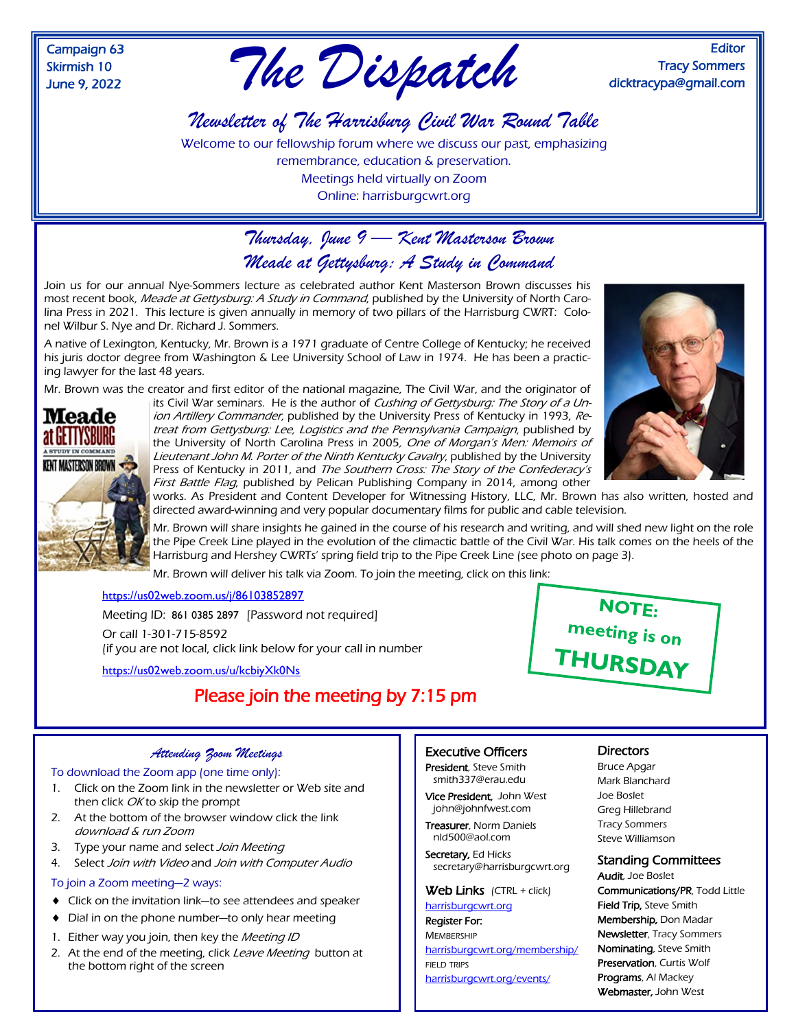Campaign 63
Skirmish 10
June 9, 2022

# The Dispatch

Editor
Tracy Sommers
dicktracypa@gmail.com

## Newsletter of The Harrisburg Civil War Round Table

Welcome to our fellowship forum where we discuss our past, emphasizing remembrance, education & preservation.
Meetings held virtually on Zoom
Online: harrisburgcwrt.org

## Thursday, June 9 — Kent Masterson Brown
## Meade at Gettysburg: A Study in Command

Join us for our annual Nye-Sommers lecture as celebrated author Kent Masterson Brown discusses his most recent book, *Meade at Gettysburg: A Study in Command*, published by the University of North Carolina Press in 2021. This lecture is given annually in memory of two pillars of the Harrisburg CWRT: Colonel Wilbur S. Nye and Dr. Richard J. Sommers.

A native of Lexington, Kentucky, Mr. Brown is a 1971 graduate of Centre College of Kentucky; he received his juris doctor degree from Washington & Lee University School of Law in 1974. He has been a practicing lawyer for the last 48 years.

Mr. Brown was the creator and first editor of the national magazine, The Civil War, and the originator of its Civil War seminars. He is the author of *Cushing of Gettysburg: The Story of a Union Artillery Commander*, published by the University Press of Kentucky in 1993, *Retreat from Gettysburg: Lee, Logistics and the Pennsylvania Campaign*, published by the University of North Carolina Press in 2005, *One of Morgan's Men: Memoirs of Lieutenant John M. Porter of the Ninth Kentucky Cavalry*, published by the University Press of Kentucky in 2011, and *The Southern Cross: The Story of the Confederacy's First Battle Flag*, published by Pelican Publishing Company in 2014, among other works. As President and Content Developer for Witnessing History, LLC, Mr. Brown has also written, hosted and directed award-winning and very popular documentary films for public and cable television.

Mr. Brown will share insights he gained in the course of his research and writing, and will shed new light on the role the Pipe Creek Line played in the evolution of the climactic battle of the Civil War. His talk comes on the heels of the Harrisburg and Hershey CWRTs' spring field trip to the Pipe Creek Line (see photo on page 3).

Mr. Brown will deliver his talk via Zoom. To join the meeting, click on this link:

https://us02web.zoom.us/j/86103852897

Meeting ID: 861 0385 2897 [Password not required]

Or call 1-301-715-8592
(if you are not local, click link below for your call in number

https://us02web.zoom.us/u/kcbiyXk0Ns

**NOTE: meeting is on THURSDAY**

**Please join the meeting by 7:15 pm**

### Attending Zoom Meetings

To download the Zoom app (one time only):

1. Click on the Zoom link in the newsletter or Web site and then click *OK* to skip the prompt
2. At the bottom of the browser window click the link *download & run Zoom*
3. Type your name and select *Join Meeting*
4. Select *Join with Video* and *Join with Computer Audio*

To join a Zoom meeting—2 ways:

- Click on the invitation link—to see attendees and speaker
- Dial in on the phone number—to only hear meeting

1. Either way you join, then key the *Meeting ID*
2. At the end of the meeting, click *Leave Meeting* button at the bottom right of the screen

### Executive Officers

**President**, Steve Smith
smith337@erau.edu

**Vice President,** John West
john@johnfwest.com

**Treasurer**, Norm Daniels
nld500@aol.com

**Secretary,** Ed Hicks
secretary@harrisburgcwrt.org

### Web Links (CTRL + click)

harrisburgcwrt.org

**Register For:**

MEMBERSHIP
harrisburgcwrt.org/membership/

FIELD TRIPS
harrisburgcwrt.org/events/

### Directors

Bruce Apgar
Mark Blanchard
Joe Boslet
Greg Hillebrand
Tracy Sommers
Steve Williamson

### Standing Committees

**Audit**, Joe Boslet
**Communications/PR**, Todd Little
**Field Trip,** Steve Smith
**Membership,** Don Madar
**Newsletter**, Tracy Sommers
**Nominating**, Steve Smith
**Preservation**, Curtis Wolf
**Programs**, Al Mackey
**Webmaster,** John West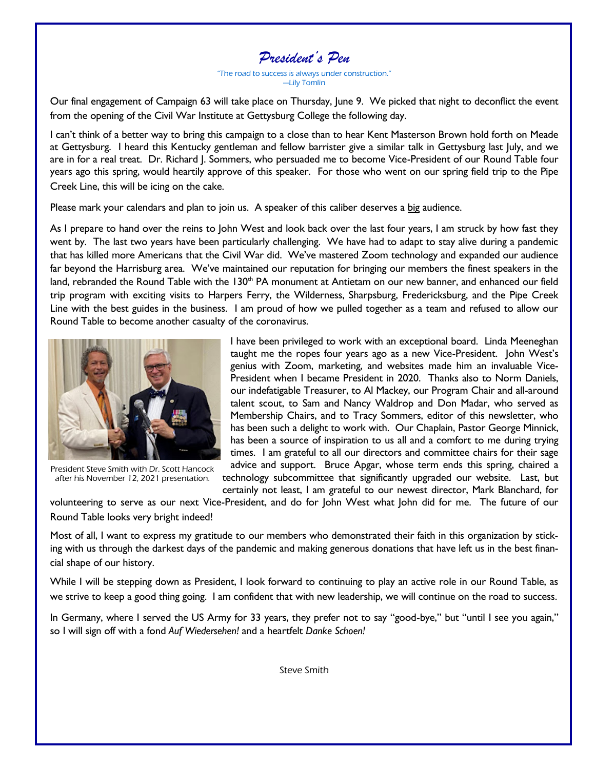# *President's Pen*

*"The road to success is always under construction."*
*—Lily Tomlin*

Our final engagement of Campaign 63 will take place on Thursday, June 9. We picked that night to deconflict the event from the opening of the Civil War Institute at Gettysburg College the following day.

I can't think of a better way to bring this campaign to a close than to hear Kent Masterson Brown hold forth on Meade at Gettysburg. I heard this Kentucky gentleman and fellow barrister give a similar talk in Gettysburg last July, and we are in for a real treat. Dr. Richard J. Sommers, who persuaded me to become Vice-President of our Round Table four years ago this spring, would heartily approve of this speaker. For those who went on our spring field trip to the Pipe Creek Line, this will be icing on the cake.

Please mark your calendars and plan to join us. A speaker of this caliber deserves a big audience.

As I prepare to hand over the reins to John West and look back over the last four years, I am struck by how fast they went by. The last two years have been particularly challenging. We have had to adapt to stay alive during a pandemic that has killed more Americans that the Civil War did. We've mastered Zoom technology and expanded our audience far beyond the Harrisburg area. We've maintained our reputation for bringing our members the finest speakers in the land, rebranded the Round Table with the 130th PA monument at Antietam on our new banner, and enhanced our field trip program with exciting visits to Harpers Ferry, the Wilderness, Sharpsburg, Fredericksburg, and the Pipe Creek Line with the best guides in the business. I am proud of how we pulled together as a team and refused to allow our Round Table to become another casualty of the coronavirus.

President Steve Smith with Dr. Scott Hancock after his November 12, 2021 presentation.

I have been privileged to work with an exceptional board. Linda Meeneghan taught me the ropes four years ago as a new Vice-President. John West's genius with Zoom, marketing, and websites made him an invaluable Vice-President when I became President in 2020. Thanks also to Norm Daniels, our indefatigable Treasurer, to Al Mackey, our Program Chair and all-around talent scout, to Sam and Nancy Waldrop and Don Madar, who served as Membership Chairs, and to Tracy Sommers, editor of this newsletter, who has been such a delight to work with. Our Chaplain, Pastor George Minnick, has been a source of inspiration to us all and a comfort to me during trying times. I am grateful to all our directors and committee chairs for their sage advice and support. Bruce Apgar, whose term ends this spring, chaired a technology subcommittee that significantly upgraded our website. Last, but certainly not least, I am grateful to our newest director, Mark Blanchard, for volunteering to serve as our next Vice-President, and do for John West what John did for me. The future of our Round Table looks very bright indeed!

Most of all, I want to express my gratitude to our members who demonstrated their faith in this organization by sticking with us through the darkest days of the pandemic and making generous donations that have left us in the best financial shape of our history.

While I will be stepping down as President, I look forward to continuing to play an active role in our Round Table, as we strive to keep a good thing going. I am confident that with new leadership, we will continue on the road to success.

In Germany, where I served the US Army for 33 years, they prefer not to say "good-bye," but "until I see you again," so I will sign off with a fond *Auf Wiedersehen!* and a heartfelt *Danke Schoen!*

Steve Smith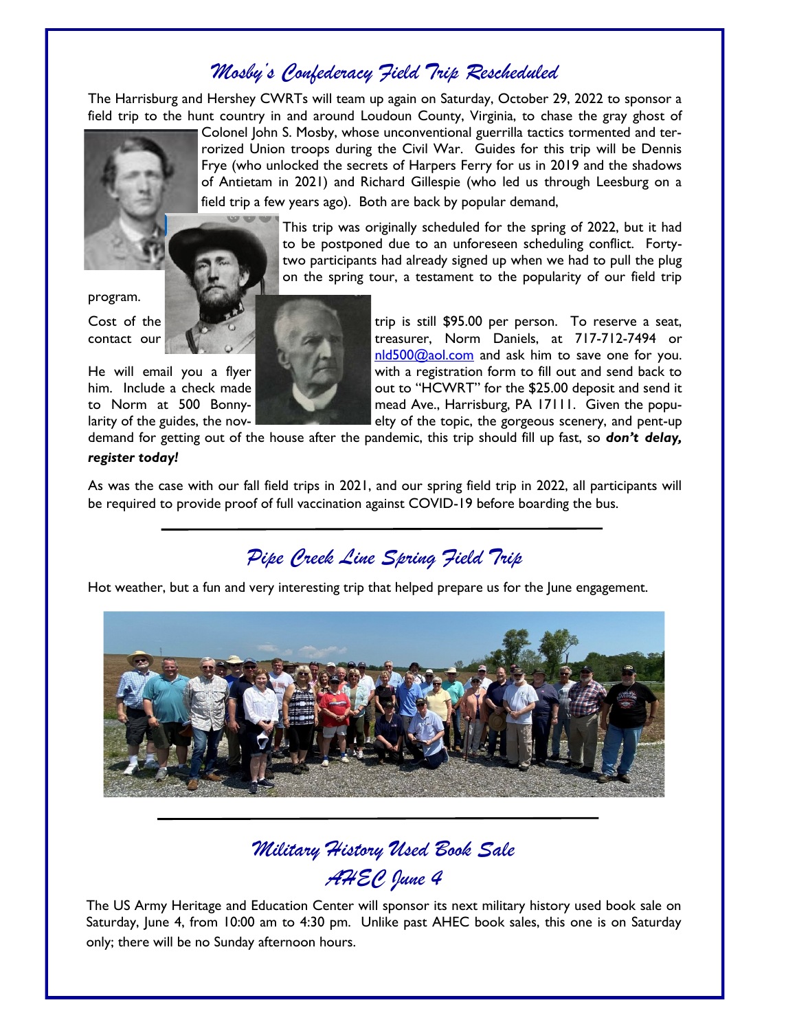## *Mosby's Confederacy Field Trip Rescheduled*

The Harrisburg and Hershey CWRTs will team up again on Saturday, October 29, 2022 to sponsor a field trip to the hunt country in and around Loudoun County, Virginia, to chase the gray ghost of Colonel John S. Mosby, whose unconventional guerrilla tactics tormented and terrorized Union troops during the Civil War. Guides for this trip will be Dennis Frye (who unlocked the secrets of Harpers Ferry for us in 2019 and the shadows of Antietam in 2021) and Richard Gillespie (who led us through Leesburg on a field trip a few years ago). Both are back by popular demand,

This trip was originally scheduled for the spring of 2022, but it had to be postponed due to an unforeseen scheduling conflict. Forty-two participants had already signed up when we had to pull the plug on the spring tour, a testament to the popularity of our field trip program.

Cost of the trip is still $95.00 per person. To reserve a seat, contact our treasurer, Norm Daniels, at 717-712-7494 or nld500@aol.com and ask him to save one for you. He will email you a flyer with a registration form to fill out and send back to him. Include a check made out to "HCWRT" for the $25.00 deposit and send it to Norm at 500 Bonnymead Ave., Harrisburg, PA 17111. Given the popularity of the guides, the novelty of the topic, the gorgeous scenery, and pent-up demand for getting out of the house after the pandemic, this trip should fill up fast, so ***don't delay, register today!***

As was the case with our fall field trips in 2021, and our spring field trip in 2022, all participants will be required to provide proof of full vaccination against COVID-19 before boarding the bus.

---

## *Pipe Creek Line Spring Field Trip*

Hot weather, but a fun and very interesting trip that helped prepare us for the June engagement.

---

## *Military History Used Book Sale AHEC June 4*

The US Army Heritage and Education Center will sponsor its next military history used book sale on Saturday, June 4, from 10:00 am to 4:30 pm. Unlike past AHEC book sales, this one is on Saturday only; there will be no Sunday afternoon hours.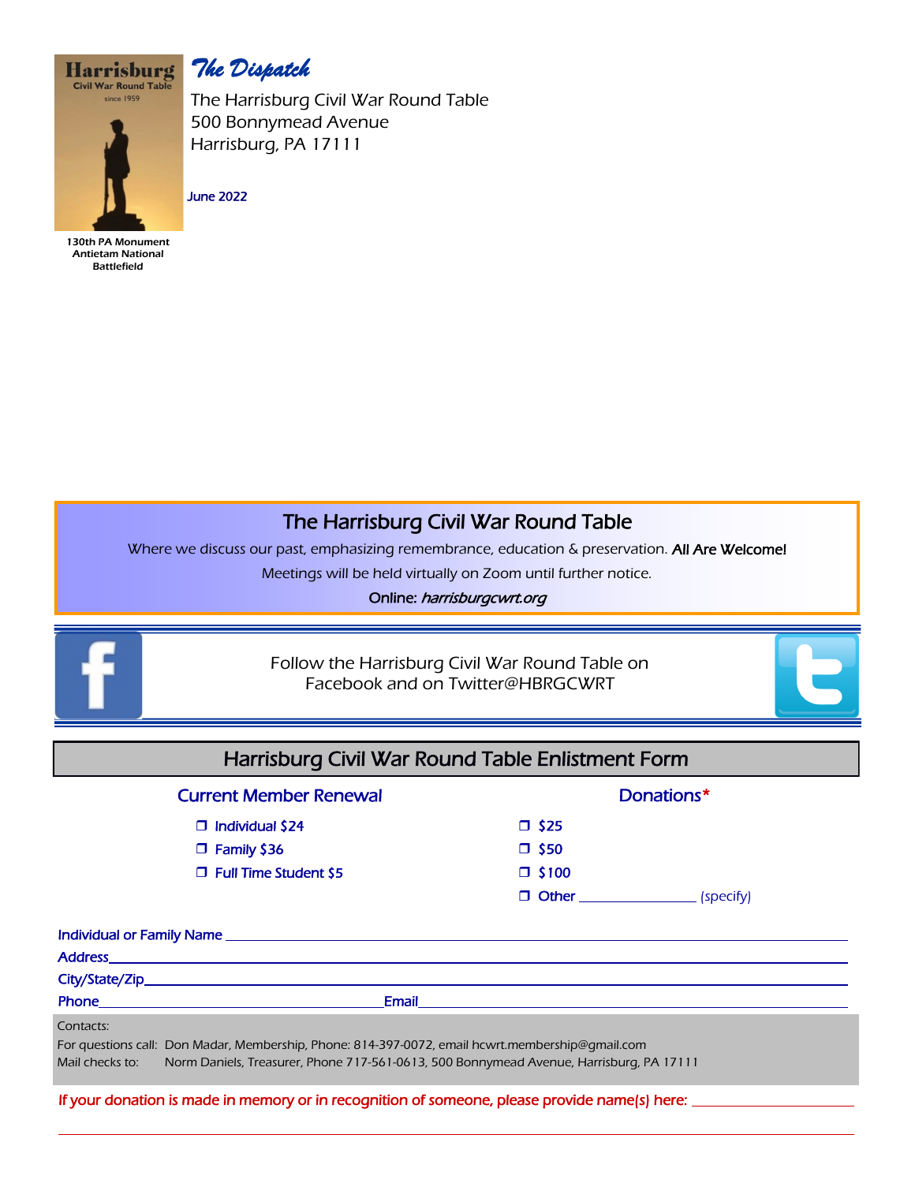Harrisburg Civil War Round Table since 1959

130th PA Monument Antietam National Battlefield

# *The Dispatch*

The Harrisburg Civil War Round Table
500 Bonnymead Avenue
Harrisburg, PA 17111

June 2022

## The Harrisburg Civil War Round Table

Where we discuss our past, emphasizing remembrance, education & preservation. **All Are Welcome!**

Meetings will be held virtually on Zoom until further notice.

Online: *harrisburgcwrt.org*

Follow the Harrisburg Civil War Round Table on Facebook and on Twitter@HBRGCWRT

## Harrisburg Civil War Round Table Enlistment Form

### Current Member Renewal

- ❒ Individual $24
- ❒ Family $36
- ❒ Full Time Student $5

### Donations*

- ❒ $25
- ❒ $50
- ❒ $100
- ❒ Other ________________ (specify)

Individual or Family Name ______________________________________________

Address ______________________________________________

City/State/Zip ______________________________________________

Phone ______________________ Email ______________________

Contacts:

For questions call: Don Madar, Membership, Phone: 814-397-0072, email hcwrt.membership@gmail.com

Mail checks to: Norm Daniels, Treasurer, Phone 717-561-0613, 500 Bonnymead Avenue, Harrisburg, PA 17111

If your donation is made in memory or in recognition of someone, please provide name(s) here: ______________________